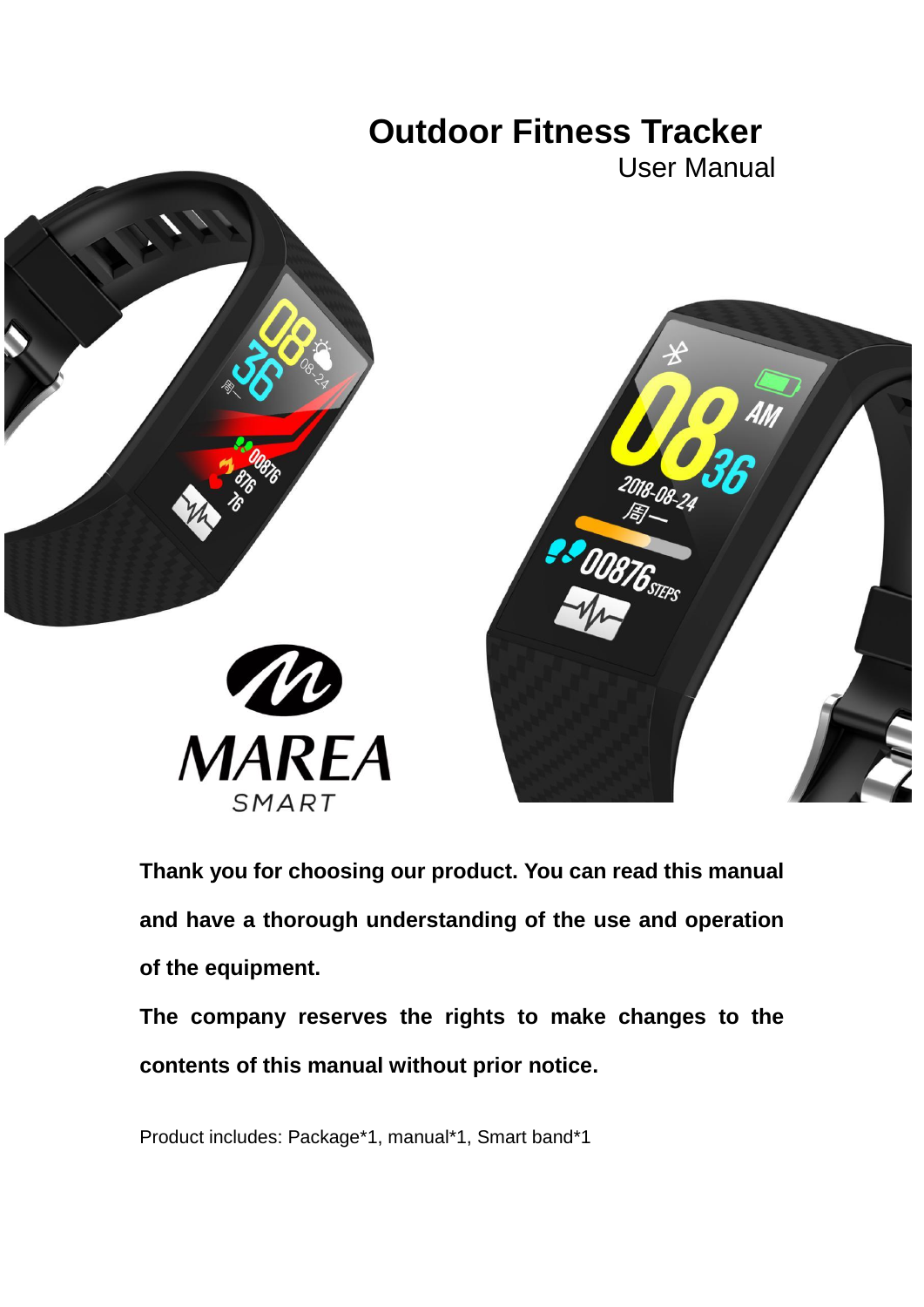# Outdoor Fitness Tracker

User Manual

MAREA SMART

**Thank you for choosing our product. You can read this manual and have a thorough understanding of the use and operation of the equipment.**

**The company reserves the rights to make changes to the contents of this manual without prior notice.**

Product includes: Package*1, manual*1, Smart band*1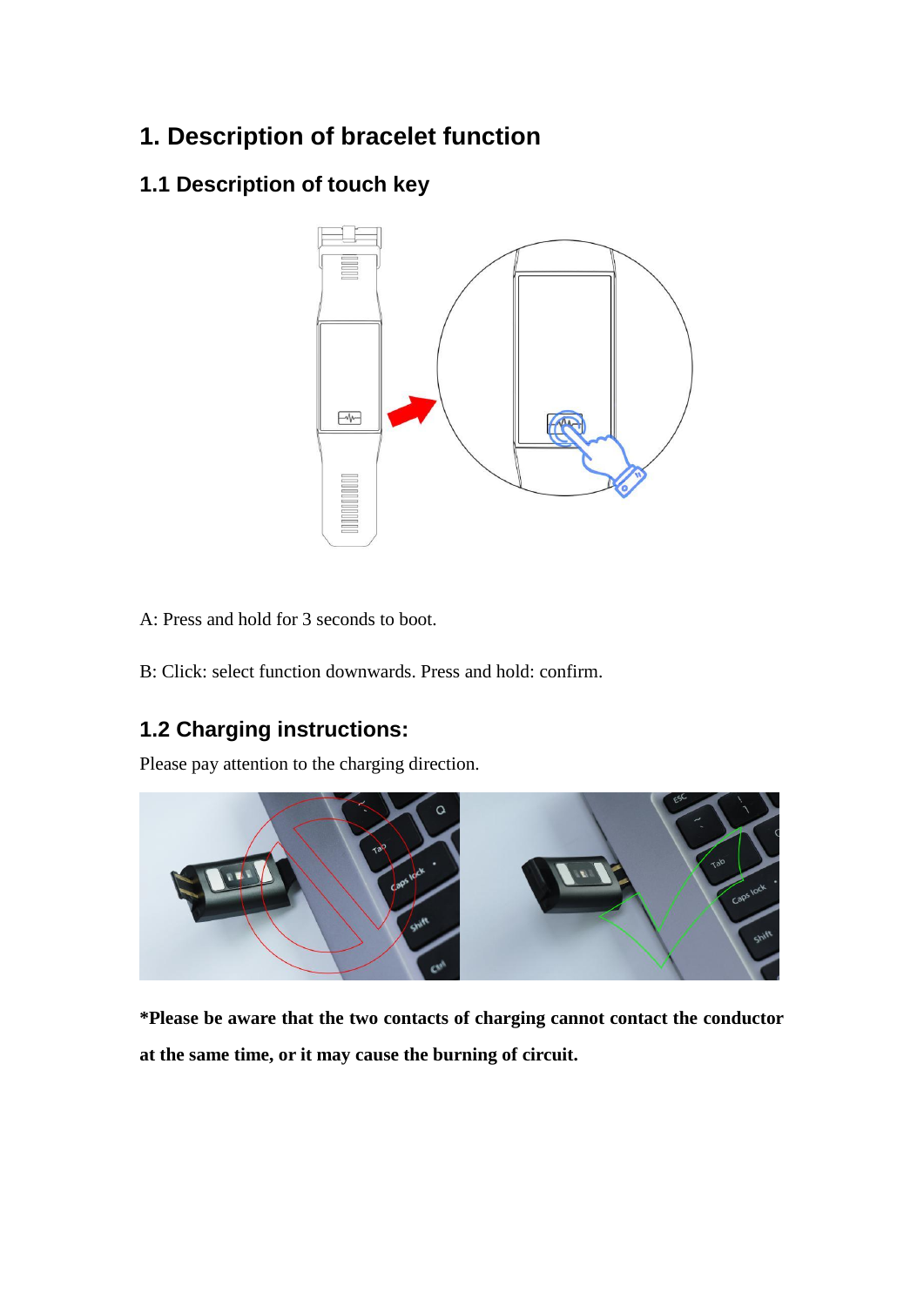# 1. Description of bracelet function

## 1.1 Description of touch key

A: Press and hold for 3 seconds to boot.

B: Click: select function downwards. Press and hold: confirm.

## 1.2 Charging instructions:

Please pay attention to the charging direction.

**\*Please be aware that the two contacts of charging cannot contact the conductor at the same time, or it may cause the burning of circuit.**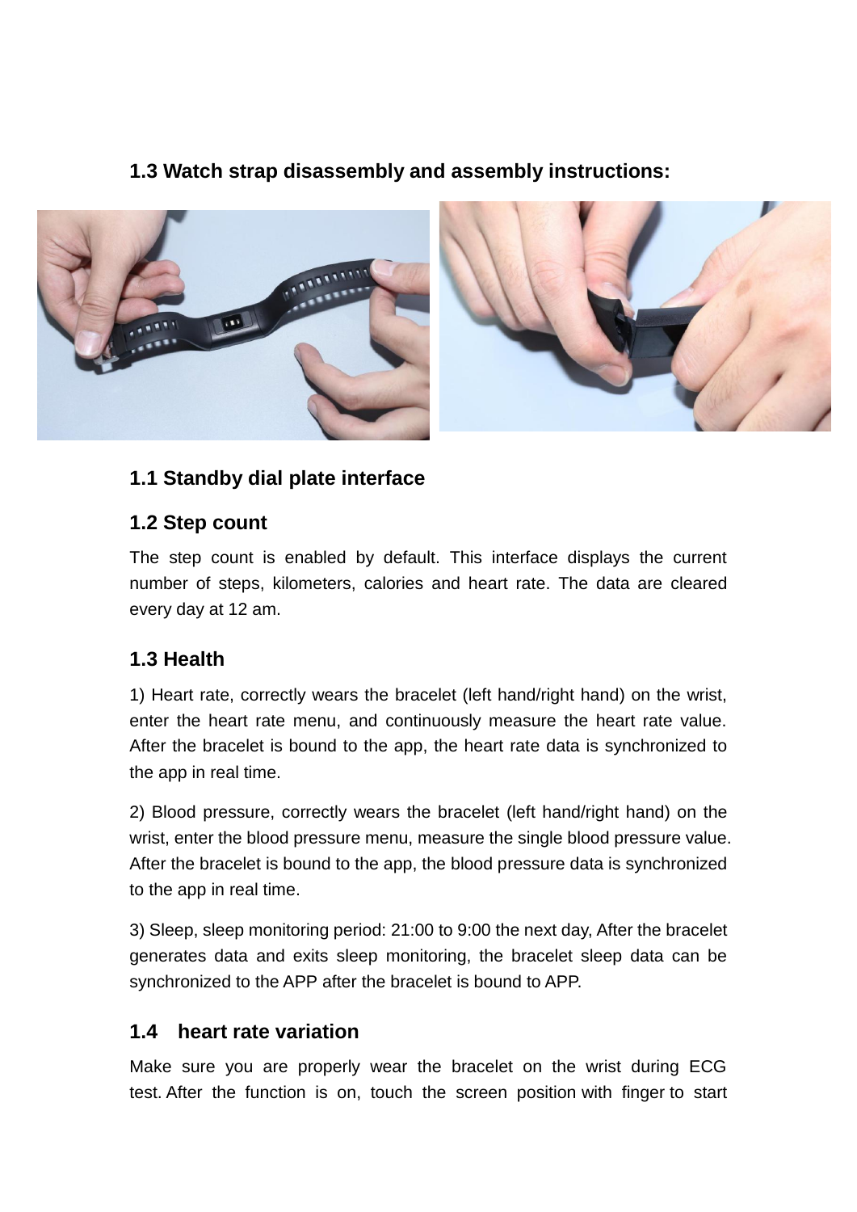## 1.3 Watch strap disassembly and assembly instructions:

## 1.1 Standby dial plate interface

## 1.2 Step count

The step count is enabled by default. This interface displays the current number of steps, kilometers, calories and heart rate. The data are cleared every day at 12 am.

## 1.3 Health

1) Heart rate, correctly wears the bracelet (left hand/right hand) on the wrist, enter the heart rate menu, and continuously measure the heart rate value. After the bracelet is bound to the app, the heart rate data is synchronized to the app in real time.

2) Blood pressure, correctly wears the bracelet (left hand/right hand) on the wrist, enter the blood pressure menu, measure the single blood pressure value. After the bracelet is bound to the app, the blood pressure data is synchronized to the app in real time.

3) Sleep, sleep monitoring period: 21:00 to 9:00 the next day, After the bracelet generates data and exits sleep monitoring, the bracelet sleep data can be synchronized to the APP after the bracelet is bound to APP.

## 1.4 heart rate variation

Make sure you are properly wear the bracelet on the wrist during ECG test. After the function is on, touch the screen position with finger to start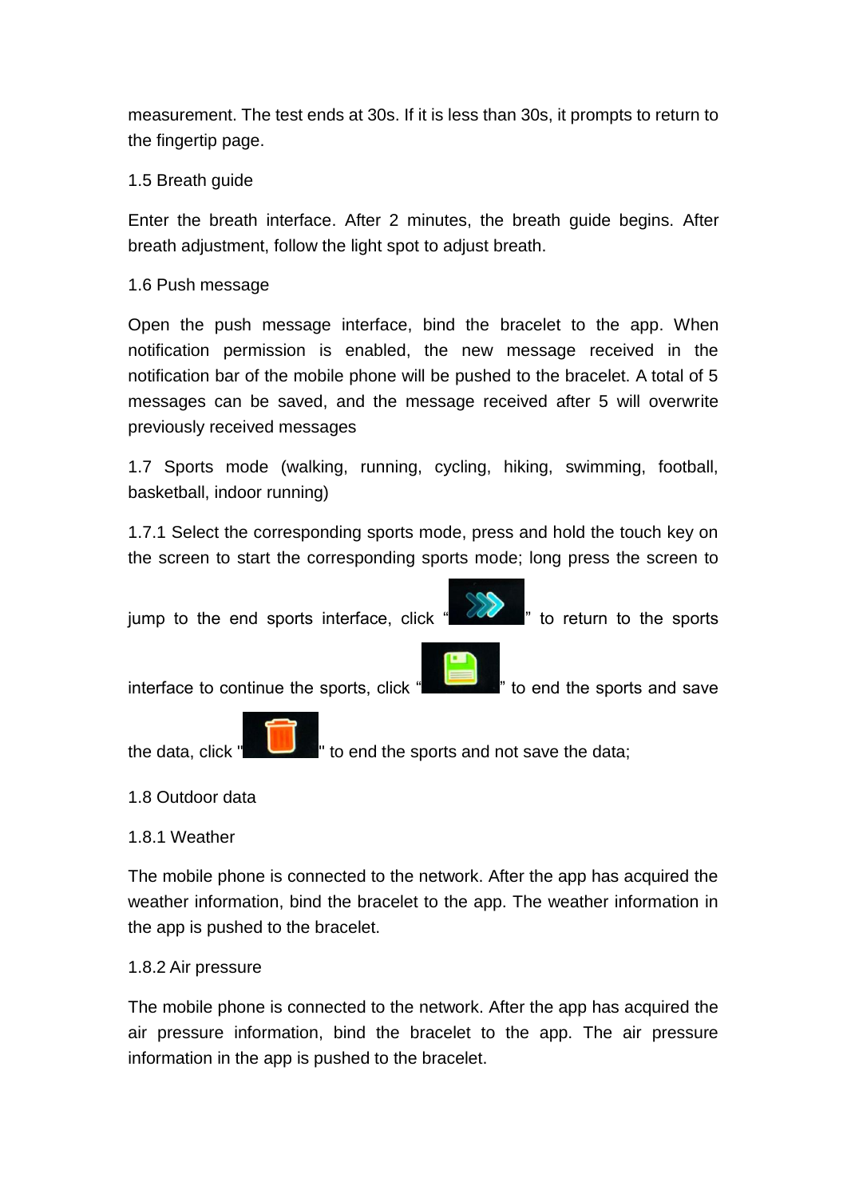measurement. The test ends at 30s. If it is less than 30s, it prompts to return to the fingertip page.

1.5 Breath guide

Enter the breath interface. After 2 minutes, the breath guide begins. After breath adjustment, follow the light spot to adjust breath.

1.6 Push message

Open the push message interface, bind the bracelet to the app. When notification permission is enabled, the new message received in the notification bar of the mobile phone will be pushed to the bracelet. A total of 5 messages can be saved, and the message received after 5 will overwrite previously received messages

1.7 Sports mode (walking, running, cycling, hiking, swimming, football, basketball, indoor running)

1.7.1 Select the corresponding sports mode, press and hold the touch key on the screen to start the corresponding sports mode; long press the screen to jump to the end sports interface, click " " to return to the sports interface to continue the sports, click " " to end the sports and save the data, click " " to end the sports and not save the data;

1.8 Outdoor data

1.8.1 Weather

The mobile phone is connected to the network. After the app has acquired the weather information, bind the bracelet to the app. The weather information in the app is pushed to the bracelet.

1.8.2 Air pressure

The mobile phone is connected to the network. After the app has acquired the air pressure information, bind the bracelet to the app. The air pressure information in the app is pushed to the bracelet.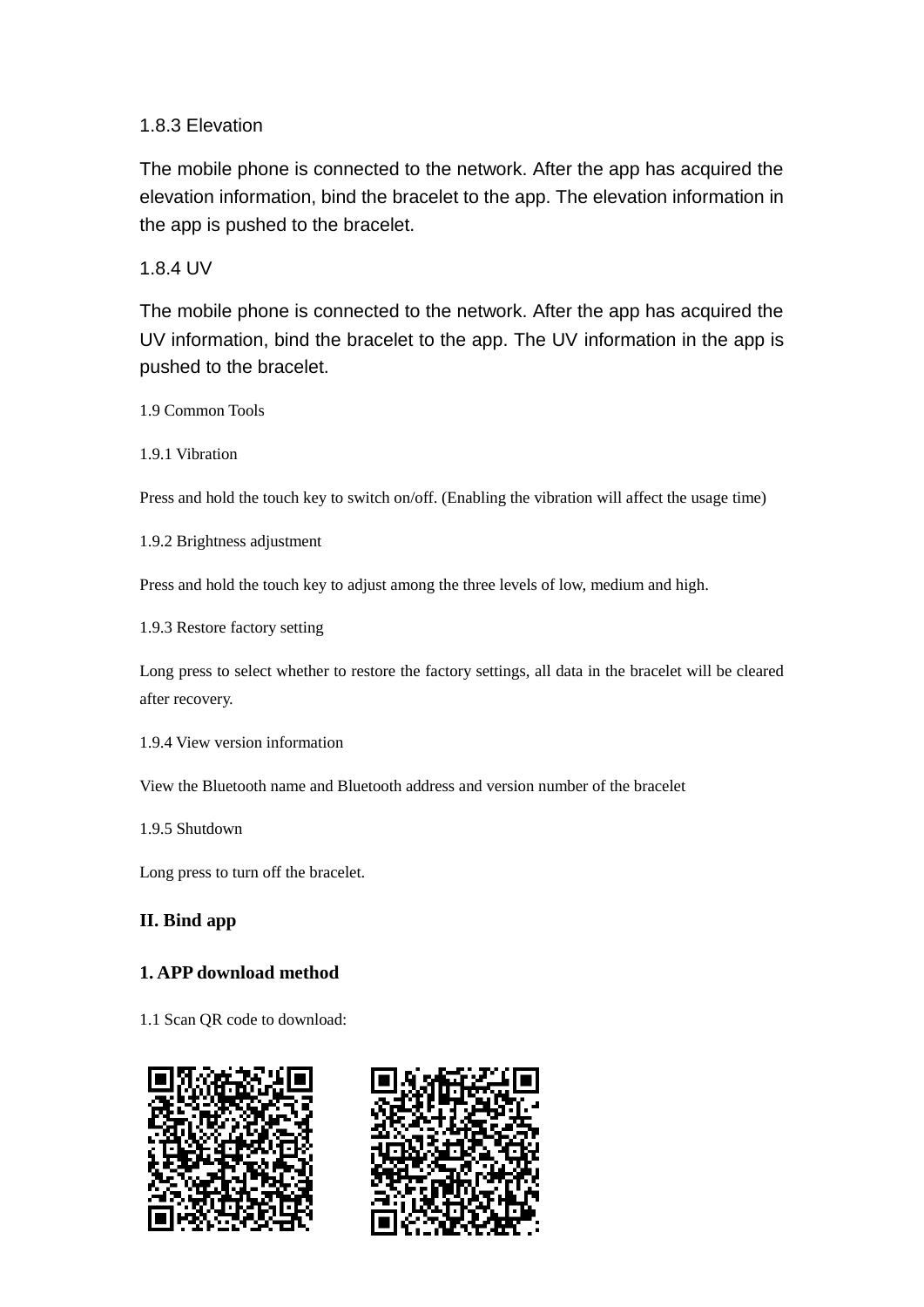1.8.3 Elevation

The mobile phone is connected to the network. After the app has acquired the elevation information, bind the bracelet to the app. The elevation information in the app is pushed to the bracelet.

1.8.4 UV

The mobile phone is connected to the network. After the app has acquired the UV information, bind the bracelet to the app. The UV information in the app is pushed to the bracelet.

1.9 Common Tools

1.9.1 Vibration

Press and hold the touch key to switch on/off. (Enabling the vibration will affect the usage time)

1.9.2 Brightness adjustment

Press and hold the touch key to adjust among the three levels of low, medium and high.

1.9.3 Restore factory setting

Long press to select whether to restore the factory settings, all data in the bracelet will be cleared after recovery.

1.9.4 View version information

View the Bluetooth name and Bluetooth address and version number of the bracelet

1.9.5 Shutdown

Long press to turn off the bracelet.

## II. Bind app

### 1. APP download method

1.1 Scan QR code to download: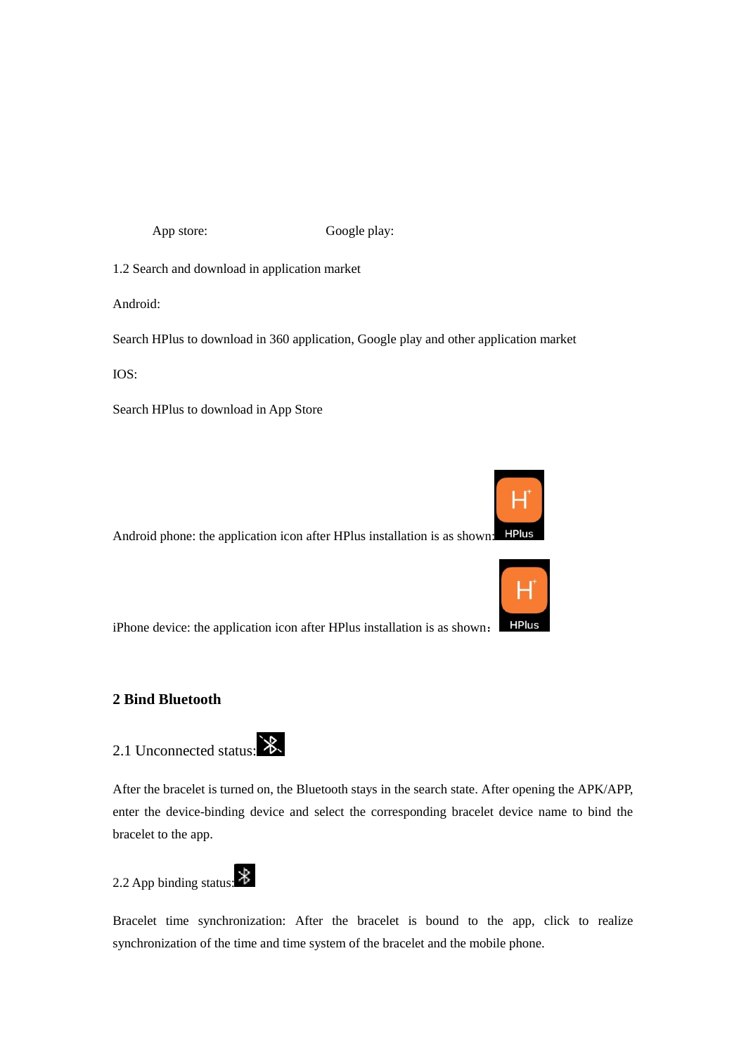App store: Google play:

1.2 Search and download in application market

Android:

Search HPlus to download in 360 application, Google play and other application market

IOS:

Search HPlus to download in App Store

Android phone: the application icon after HPlus installation is as shown:

iPhone device: the application icon after HPlus installation is as shown：

## 2 Bind Bluetooth

### 2.1 Unconnected status:

After the bracelet is turned on, the Bluetooth stays in the search state. After opening the APK/APP, enter the device-binding device and select the corresponding bracelet device name to bind the bracelet to the app.

### 2.2 App binding status:

Bracelet time synchronization: After the bracelet is bound to the app, click to realize synchronization of the time and time system of the bracelet and the mobile phone.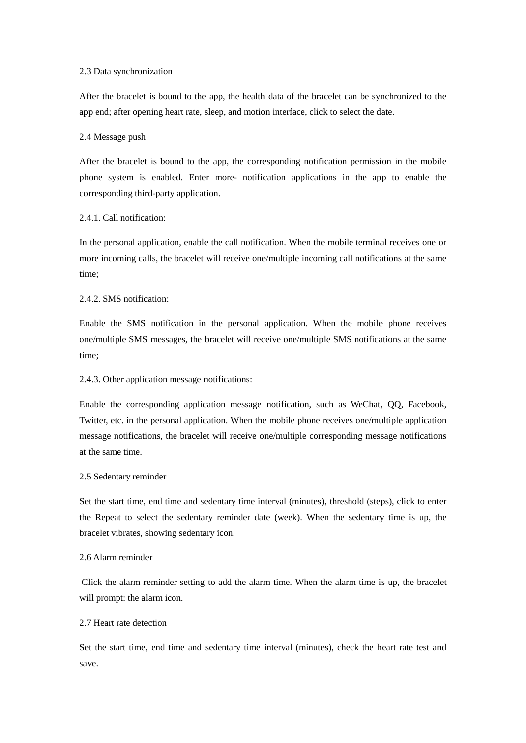## 2.3 Data synchronization

After the bracelet is bound to the app, the health data of the bracelet can be synchronized to the app end; after opening heart rate, sleep, and motion interface, click to select the date.

## 2.4 Message push

After the bracelet is bound to the app, the corresponding notification permission in the mobile phone system is enabled. Enter more- notification applications in the app to enable the corresponding third-party application.

### 2.4.1. Call notification:

In the personal application, enable the call notification. When the mobile terminal receives one or more incoming calls, the bracelet will receive one/multiple incoming call notifications at the same time;

### 2.4.2. SMS notification:

Enable the SMS notification in the personal application. When the mobile phone receives one/multiple SMS messages, the bracelet will receive one/multiple SMS notifications at the same time;

### 2.4.3. Other application message notifications:

Enable the corresponding application message notification, such as WeChat, QQ, Facebook, Twitter, etc. in the personal application. When the mobile phone receives one/multiple application message notifications, the bracelet will receive one/multiple corresponding message notifications at the same time.

## 2.5 Sedentary reminder

Set the start time, end time and sedentary time interval (minutes), threshold (steps), click to enter the Repeat to select the sedentary reminder date (week). When the sedentary time is up, the bracelet vibrates, showing sedentary icon.

## 2.6 Alarm reminder

Click the alarm reminder setting to add the alarm time. When the alarm time is up, the bracelet will prompt: the alarm icon.

## 2.7 Heart rate detection

Set the start time, end time and sedentary time interval (minutes), check the heart rate test and save.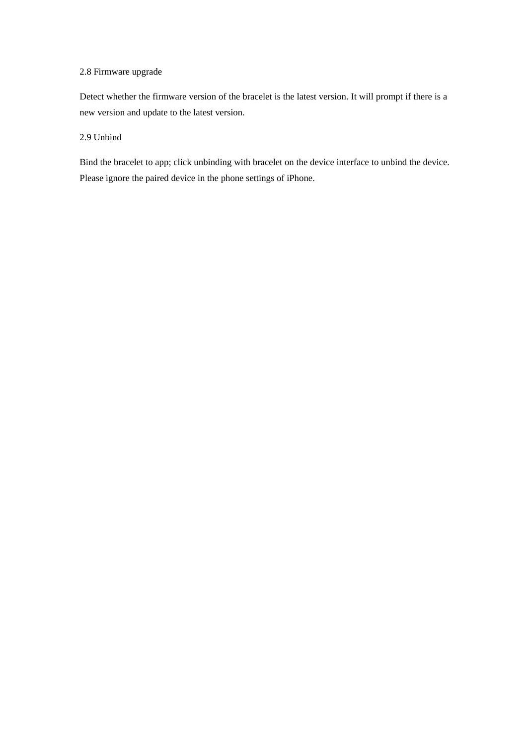## 2.8 Firmware upgrade

Detect whether the firmware version of the bracelet is the latest version. It will prompt if there is a new version and update to the latest version.

## 2.9 Unbind

Bind the bracelet to app; click unbinding with bracelet on the device interface to unbind the device. Please ignore the paired device in the phone settings of iPhone.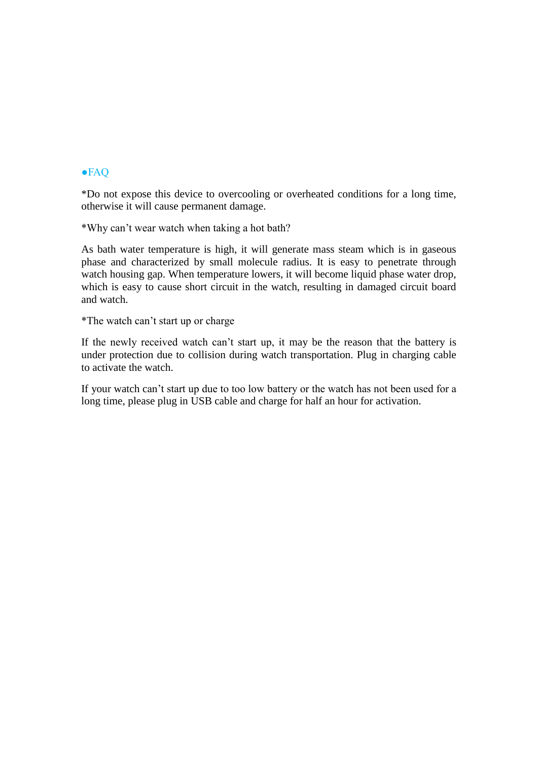## ●FAQ

*Do not expose this device to overcooling or overheated conditions for a long time, otherwise it will cause permanent damage.

*Why can't wear watch when taking a hot bath?

As bath water temperature is high, it will generate mass steam which is in gaseous phase and characterized by small molecule radius. It is easy to penetrate through watch housing gap. When temperature lowers, it will become liquid phase water drop, which is easy to cause short circuit in the watch, resulting in damaged circuit board and watch.

*The watch can't start up or charge

If the newly received watch can't start up, it may be the reason that the battery is under protection due to collision during watch transportation. Plug in charging cable to activate the watch.

If your watch can't start up due to too low battery or the watch has not been used for a long time, please plug in USB cable and charge for half an hour for activation.